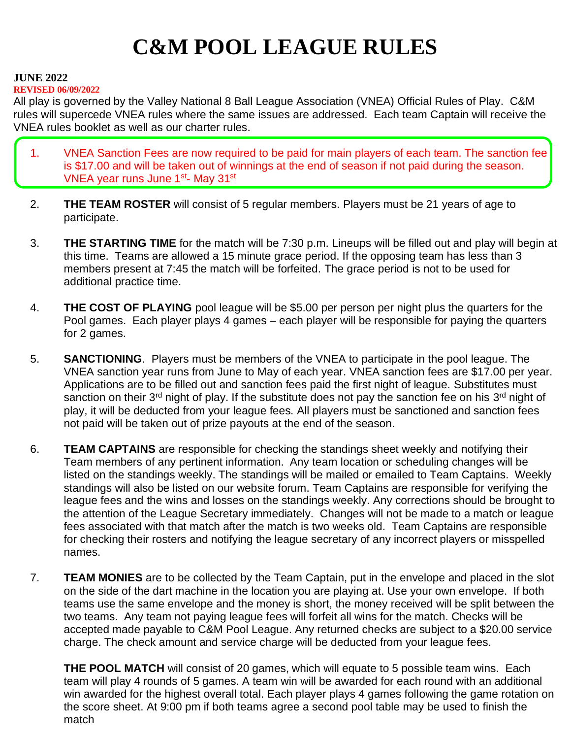# C&M POOL LEAGUE RULES

**JUNE 2022**

**REVISED 06/09/2022**

All play is governed by the Valley National 8 Ball League Association (VNEA) Official Rules of Play. C&M rules will supercede VNEA rules where the same issues are addressed. Each team Captain will receive the VNEA rules booklet as well as our charter rules.

1. VNEA Sanction Fees are now required to be paid for main players of each team. The sanction fee is $17.00 and will be taken out of winnings at the end of season if not paid during the season. VNEA year runs June 1st- May 31st

2. **THE TEAM ROSTER** will consist of 5 regular members. Players must be 21 years of age to participate.

3. **THE STARTING TIME** for the match will be 7:30 p.m. Lineups will be filled out and play will begin at this time. Teams are allowed a 15 minute grace period. If the opposing team has less than 3 members present at 7:45 the match will be forfeited. The grace period is not to be used for additional practice time.

4. **THE COST OF PLAYING** pool league will be $5.00 per person per night plus the quarters for the Pool games. Each player plays 4 games – each player will be responsible for paying the quarters for 2 games.

5. **SANCTIONING**. Players must be members of the VNEA to participate in the pool league. The VNEA sanction year runs from June to May of each year. VNEA sanction fees are $17.00 per year. Applications are to be filled out and sanction fees paid the first night of league. Substitutes must sanction on their 3rd night of play. If the substitute does not pay the sanction fee on his 3rd night of play, it will be deducted from your league fees. All players must be sanctioned and sanction fees not paid will be taken out of prize payouts at the end of the season.

6. **TEAM CAPTAINS** are responsible for checking the standings sheet weekly and notifying their Team members of any pertinent information. Any team location or scheduling changes will be listed on the standings weekly. The standings will be mailed or emailed to Team Captains. Weekly standings will also be listed on our website forum. Team Captains are responsible for verifying the league fees and the wins and losses on the standings weekly. Any corrections should be brought to the attention of the League Secretary immediately. Changes will not be made to a match or league fees associated with that match after the match is two weeks old. Team Captains are responsible for checking their rosters and notifying the league secretary of any incorrect players or misspelled names.

7. **TEAM MONIES** are to be collected by the Team Captain, put in the envelope and placed in the slot on the side of the dart machine in the location you are playing at. Use your own envelope. If both teams use the same envelope and the money is short, the money received will be split between the two teams. Any team not paying league fees will forfeit all wins for the match. Checks will be accepted made payable to C&M Pool League. Any returned checks are subject to a $20.00 service charge. The check amount and service charge will be deducted from your league fees.

   **THE POOL MATCH** will consist of 20 games, which will equate to 5 possible team wins. Each team will play 4 rounds of 5 games. A team win will be awarded for each round with an additional win awarded for the highest overall total. Each player plays 4 games following the game rotation on the score sheet. At 9:00 pm if both teams agree a second pool table may be used to finish the match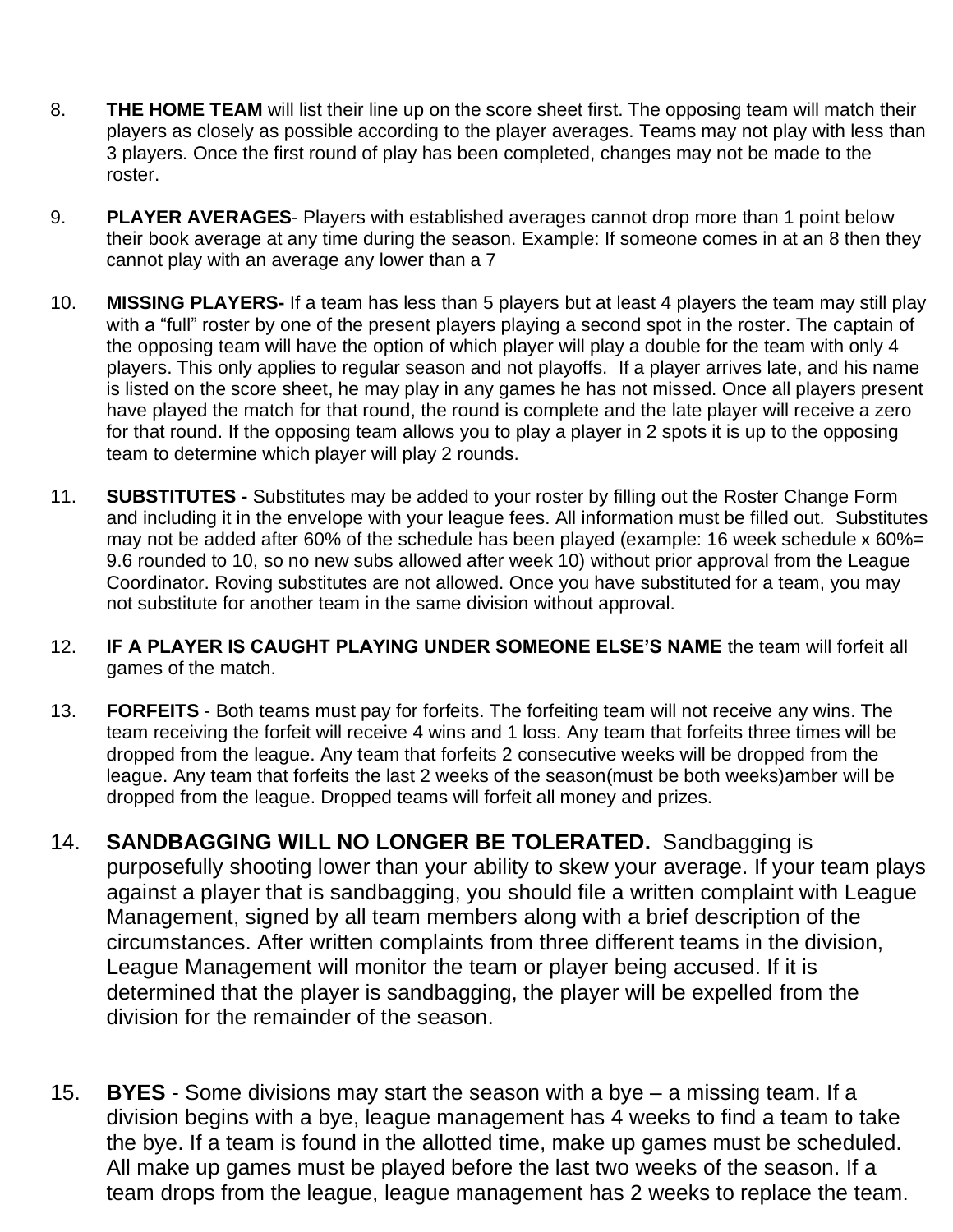8. **THE HOME TEAM** will list their line up on the score sheet first. The opposing team will match their players as closely as possible according to the player averages. Teams may not play with less than 3 players. Once the first round of play has been completed, changes may not be made to the roster.

9. **PLAYER AVERAGES**- Players with established averages cannot drop more than 1 point below their book average at any time during the season. Example: If someone comes in at an 8 then they cannot play with an average any lower than a 7

10. **MISSING PLAYERS-** If a team has less than 5 players but at least 4 players the team may still play with a "full" roster by one of the present players playing a second spot in the roster. The captain of the opposing team will have the option of which player will play a double for the team with only 4 players. This only applies to regular season and not playoffs. If a player arrives late, and his name is listed on the score sheet, he may play in any games he has not missed. Once all players present have played the match for that round, the round is complete and the late player will receive a zero for that round. If the opposing team allows you to play a player in 2 spots it is up to the opposing team to determine which player will play 2 rounds.

11. **SUBSTITUTES -** Substitutes may be added to your roster by filling out the Roster Change Form and including it in the envelope with your league fees. All information must be filled out. Substitutes may not be added after 60% of the schedule has been played (example: 16 week schedule x 60%= 9.6 rounded to 10, so no new subs allowed after week 10) without prior approval from the League Coordinator. Roving substitutes are not allowed. Once you have substituted for a team, you may not substitute for another team in the same division without approval.

12. **IF A PLAYER IS CAUGHT PLAYING UNDER SOMEONE ELSE'S NAME** the team will forfeit all games of the match.

13. **FORFEITS** - Both teams must pay for forfeits. The forfeiting team will not receive any wins. The team receiving the forfeit will receive 4 wins and 1 loss. Any team that forfeits three times will be dropped from the league. Any team that forfeits 2 consecutive weeks will be dropped from the league. Any team that forfeits the last 2 weeks of the season(must be both weeks)amber will be dropped from the league. Dropped teams will forfeit all money and prizes.

14. **SANDBAGGING WILL NO LONGER BE TOLERATED.** Sandbagging is purposefully shooting lower than your ability to skew your average. If your team plays against a player that is sandbagging, you should file a written complaint with League Management, signed by all team members along with a brief description of the circumstances. After written complaints from three different teams in the division, League Management will monitor the team or player being accused. If it is determined that the player is sandbagging, the player will be expelled from the division for the remainder of the season.

15. **BYES** - Some divisions may start the season with a bye – a missing team. If a division begins with a bye, league management has 4 weeks to find a team to take the bye. If a team is found in the allotted time, make up games must be scheduled. All make up games must be played before the last two weeks of the season. If a team drops from the league, league management has 2 weeks to replace the team.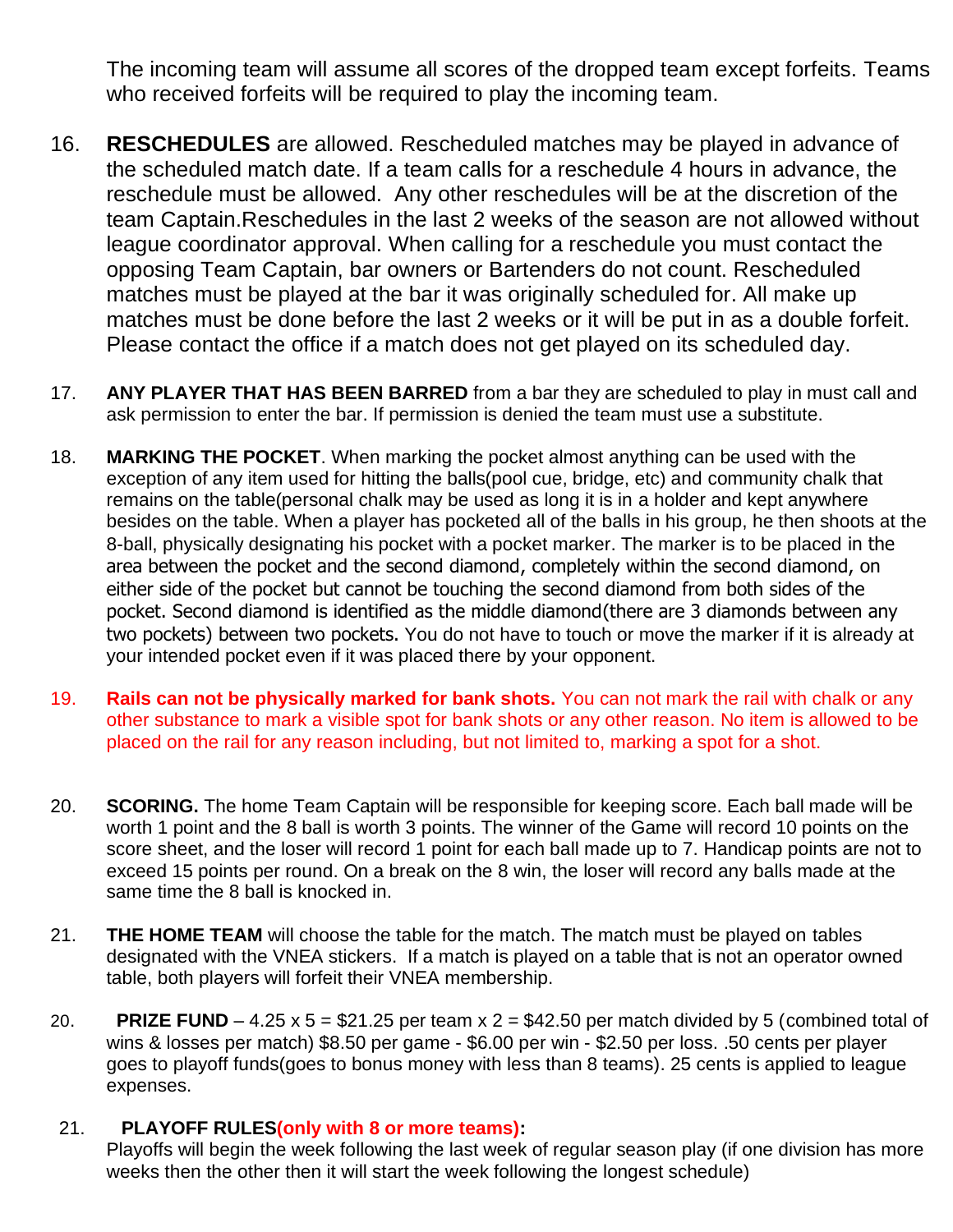The incoming team will assume all scores of the dropped team except forfeits. Teams who received forfeits will be required to play the incoming team.

16. **RESCHEDULES** are allowed. Rescheduled matches may be played in advance of the scheduled match date. If a team calls for a reschedule 4 hours in advance, the reschedule must be allowed.  Any other reschedules will be at the discretion of the team Captain.Reschedules in the last 2 weeks of the season are not allowed without league coordinator approval. When calling for a reschedule you must contact the opposing Team Captain, bar owners or Bartenders do not count. Rescheduled matches must be played at the bar it was originally scheduled for. All make up matches must be done before the last 2 weeks or it will be put in as a double forfeit. Please contact the office if a match does not get played on its scheduled day.

17. **ANY PLAYER THAT HAS BEEN BARRED** from a bar they are scheduled to play in must call and ask permission to enter the bar. If permission is denied the team must use a substitute.

18. **MARKING THE POCKET**. When marking the pocket almost anything can be used with the exception of any item used for hitting the balls(pool cue, bridge, etc) and community chalk that remains on the table(personal chalk may be used as long it is in a holder and kept anywhere besides on the table. When a player has pocketed all of the balls in his group, he then shoots at the 8-ball, physically designating his pocket with a pocket marker. The marker is to be placed in the area between the pocket and the second diamond, completely within the second diamond, on either side of the pocket but cannot be touching the second diamond from both sides of the pocket. Second diamond is identified as the middle diamond(there are 3 diamonds between any two pockets) between two pockets. You do not have to touch or move the marker if it is already at your intended pocket even if it was placed there by your opponent.

19. **Rails can not be physically marked for bank shots.** You can not mark the rail with chalk or any other substance to mark a visible spot for bank shots or any other reason. No item is allowed to be placed on the rail for any reason including, but not limited to, marking a spot for a shot.

20. **SCORING.** The home Team Captain will be responsible for keeping score. Each ball made will be worth 1 point and the 8 ball is worth 3 points. The winner of the Game will record 10 points on the score sheet, and the loser will record 1 point for each ball made up to 7. Handicap points are not to exceed 15 points per round. On a break on the 8 win, the loser will record any balls made at the same time the 8 ball is knocked in.

21. **THE HOME TEAM** will choose the table for the match. The match must be played on tables designated with the VNEA stickers.  If a match is played on a table that is not an operator owned table, both players will forfeit their VNEA membership.

20. **PRIZE FUND** – 4.25 x 5 = $21.25 per team x 2 = $42.50 per match divided by 5 (combined total of wins & losses per match) $8.50 per game - $6.00 per win - $2.50 per loss. .50 cents per player goes to playoff funds(goes to bonus money with less than 8 teams). 25 cents is applied to league expenses.

21. **PLAYOFF RULES(only with 8 or more teams):**
Playoffs will begin the week following the last week of regular season play (if one division has more weeks then the other then it will start the week following the longest schedule)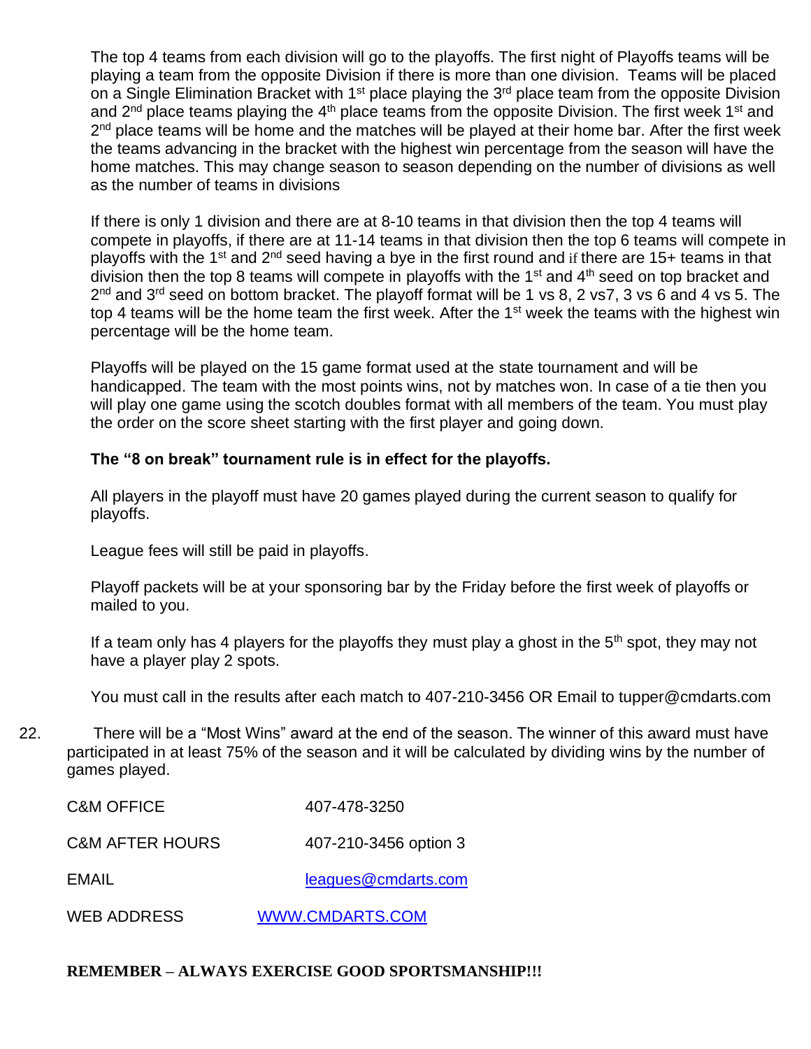The top 4 teams from each division will go to the playoffs. The first night of Playoffs teams will be playing a team from the opposite Division if there is more than one division. Teams will be placed on a Single Elimination Bracket with 1st place playing the 3rd place team from the opposite Division and 2nd place teams playing the 4th place teams from the opposite Division. The first week 1st and 2nd place teams will be home and the matches will be played at their home bar. After the first week the teams advancing in the bracket with the highest win percentage from the season will have the home matches. This may change season to season depending on the number of divisions as well as the number of teams in divisions

If there is only 1 division and there are at 8-10 teams in that division then the top 4 teams will compete in playoffs, if there are at 11-14 teams in that division then the top 6 teams will compete in playoffs with the 1st and 2nd seed having a bye in the first round and if there are 15+ teams in that division then the top 8 teams will compete in playoffs with the 1st and 4th seed on top bracket and 2nd and 3rd seed on bottom bracket. The playoff format will be 1 vs 8, 2 vs7, 3 vs 6 and 4 vs 5. The top 4 teams will be the home team the first week. After the 1st week the teams with the highest win percentage will be the home team.

Playoffs will be played on the 15 game format used at the state tournament and will be handicapped. The team with the most points wins, not by matches won. In case of a tie then you will play one game using the scotch doubles format with all members of the team. You must play the order on the score sheet starting with the first player and going down.

**The "8 on break" tournament rule is in effect for the playoffs.**

All players in the playoff must have 20 games played during the current season to qualify for playoffs.

League fees will still be paid in playoffs.

Playoff packets will be at your sponsoring bar by the Friday before the first week of playoffs or mailed to you.

If a team only has 4 players for the playoffs they must play a ghost in the 5th spot, they may not have a player play 2 spots.

You must call in the results after each match to 407-210-3456 OR Email to tupper@cmdarts.com

22. There will be a "Most Wins" award at the end of the season. The winner of this award must have participated in at least 75% of the season and it will be calculated by dividing wins by the number of games played.

| | |
|---|---|
| C&M OFFICE | 407-478-3250 |
| C&M AFTER HOURS | 407-210-3456 option 3 |
| EMAIL | leagues@cmdarts.com |
| WEB ADDRESS | WWW.CMDARTS.COM |

**REMEMBER – ALWAYS EXERCISE GOOD SPORTSMANSHIP!!!**